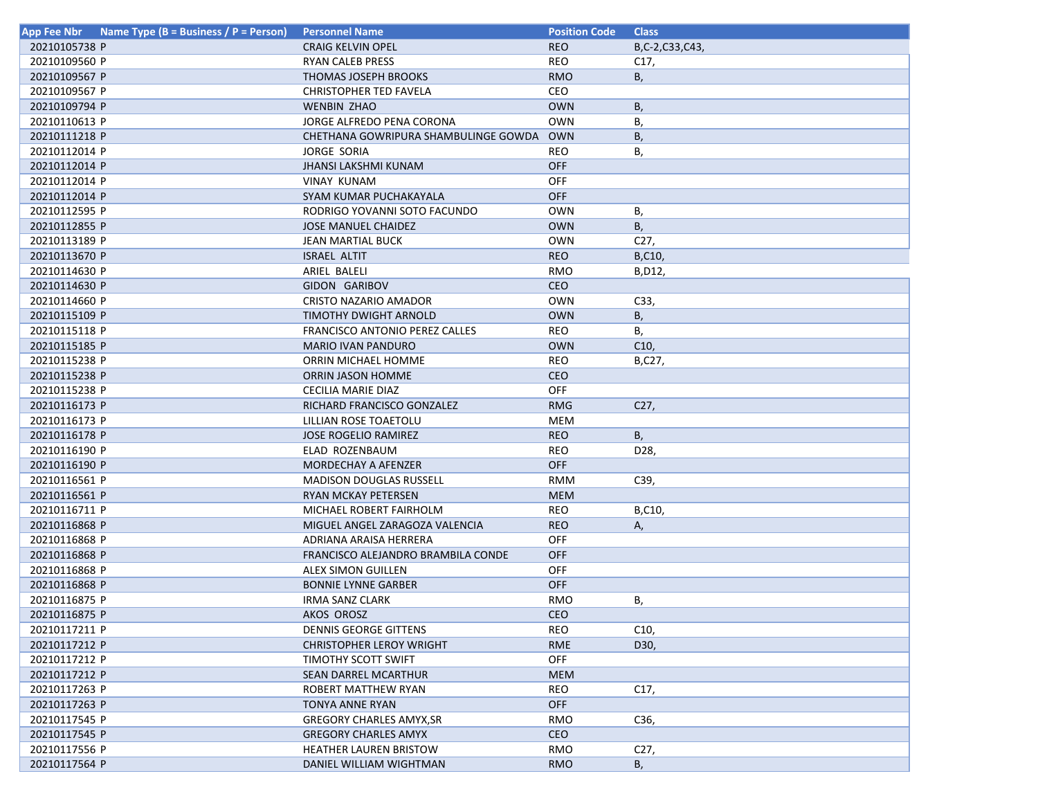| App Fee Nbr | Name Type (B = Business / P = Person) | Personnel Name | Position Code | Class |
|---|---|---|---|---|
| 20210105738 | P | CRAIG KELVIN OPEL | REO | B,C-2,C33,C43, |
| 20210109560 | P | RYAN CALEB PRESS | REO | C17, |
| 20210109567 | P | THOMAS JOSEPH BROOKS | RMO | B, |
| 20210109567 | P | CHRISTOPHER TED FAVELA | CEO | |
| 20210109794 | P | WENBIN  ZHAO | OWN | B, |
| 20210110613 | P | JORGE ALFREDO PENA CORONA | OWN | B, |
| 20210111218 | P | CHETHANA GOWRIPURA SHAMBULINGE GOWDA | OWN | B, |
| 20210112014 | P | JORGE  SORIA | REO | B, |
| 20210112014 | P | JHANSI LAKSHMI KUNAM | OFF | |
| 20210112014 | P | VINAY  KUNAM | OFF | |
| 20210112014 | P | SYAM KUMAR PUCHAKAYALA | OFF | |
| 20210112595 | P | RODRIGO YOVANNI SOTO FACUNDO | OWN | B, |
| 20210112855 | P | JOSE MANUEL CHAIDEZ | OWN | B, |
| 20210113189 | P | JEAN MARTIAL BUCK | OWN | C27, |
| 20210113670 | P | ISRAEL  ALTIT | REO | B,C10, |
| 20210114630 | P | ARIEL  BALELI | RMO | B,D12, |
| 20210114630 | P | GIDON   GARIBOV | CEO | |
| 20210114660 | P | CRISTO NAZARIO AMADOR | OWN | C33, |
| 20210115109 | P | TIMOTHY DWIGHT ARNOLD | OWN | B, |
| 20210115118 | P | FRANCISCO ANTONIO PEREZ CALLES | REO | B, |
| 20210115185 | P | MARIO IVAN PANDURO | OWN | C10, |
| 20210115238 | P | ORRIN MICHAEL HOMME | REO | B,C27, |
| 20210115238 | P | ORRIN JASON HOMME | CEO | |
| 20210115238 | P | CECILIA MARIE DIAZ | OFF | |
| 20210116173 | P | RICHARD FRANCISCO GONZALEZ | RMG | C27, |
| 20210116173 | P | LILLIAN ROSE TOAETOLU | MEM | |
| 20210116178 | P | JOSE ROGELIO RAMIREZ | REO | B, |
| 20210116190 | P | ELAD  ROZENBAUM | REO | D28, |
| 20210116190 | P | MORDECHAY A AFENZER | OFF | |
| 20210116561 | P | MADISON DOUGLAS RUSSELL | RMM | C39, |
| 20210116561 | P | RYAN MCKAY PETERSEN | MEM | |
| 20210116711 | P | MICHAEL ROBERT FAIRHOLM | REO | B,C10, |
| 20210116868 | P | MIGUEL ANGEL ZARAGOZA VALENCIA | REO | A, |
| 20210116868 | P | ADRIANA ARAISA HERRERA | OFF | |
| 20210116868 | P | FRANCISCO ALEJANDRO BRAMBILA CONDE | OFF | |
| 20210116868 | P | ALEX SIMON GUILLEN | OFF | |
| 20210116868 | P | BONNIE LYNNE GARBER | OFF | |
| 20210116875 | P | IRMA SANZ CLARK | RMO | B, |
| 20210116875 | P | AKOS  OROSZ | CEO | |
| 20210117211 | P | DENNIS GEORGE GITTENS | REO | C10, |
| 20210117212 | P | CHRISTOPHER LEROY WRIGHT | RME | D30, |
| 20210117212 | P | TIMOTHY SCOTT SWIFT | OFF | |
| 20210117212 | P | SEAN DARREL MCARTHUR | MEM | |
| 20210117263 | P | ROBERT MATTHEW RYAN | REO | C17, |
| 20210117263 | P | TONYA ANNE RYAN | OFF | |
| 20210117545 | P | GREGORY CHARLES AMYX,SR | RMO | C36, |
| 20210117545 | P | GREGORY CHARLES AMYX | CEO | |
| 20210117556 | P | HEATHER LAUREN BRISTOW | RMO | C27, |
| 20210117564 | P | DANIEL WILLIAM WIGHTMAN | RMO | B, |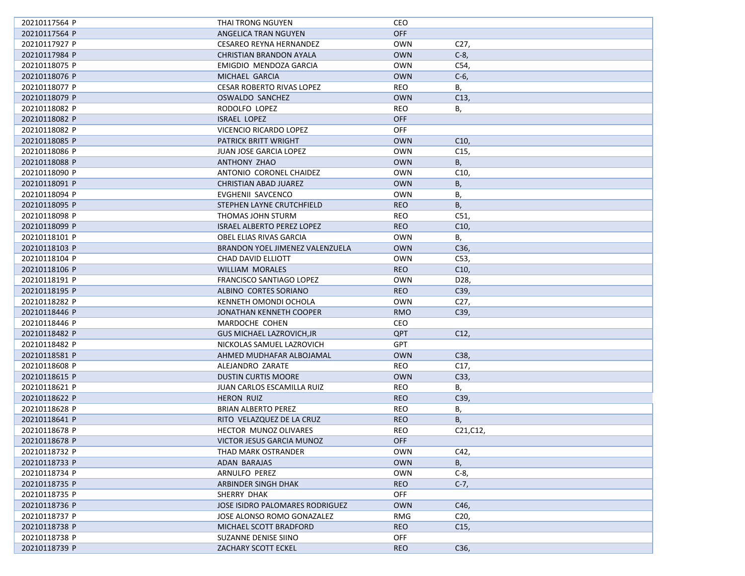| | | | |
|---|---|---|---|
| 20210117564 P | THAI TRONG NGUYEN | CEO | |
| 20210117564 P | ANGELICA TRAN NGUYEN | OFF | |
| 20210117927 P | CESAREO REYNA HERNANDEZ | OWN | C27, |
| 20210117984 P | CHRISTIAN BRANDON AYALA | OWN | C-8, |
| 20210118075 P | EMIGDIO  MENDOZA GARCIA | OWN | C54, |
| 20210118076 P | MICHAEL  GARCIA | OWN | C-6, |
| 20210118077 P | CESAR ROBERTO RIVAS LOPEZ | REO | B, |
| 20210118079 P | OSWALDO  SANCHEZ | OWN | C13, |
| 20210118082 P | RODOLFO  LOPEZ | REO | B, |
| 20210118082 P | ISRAEL  LOPEZ | OFF | |
| 20210118082 P | VICENCIO RICARDO LOPEZ | OFF | |
| 20210118085 P | PATRICK BRITT WRIGHT | OWN | C10, |
| 20210118086 P | JUAN JOSE GARCIA LOPEZ | OWN | C15, |
| 20210118088 P | ANTHONY  ZHAO | OWN | B, |
| 20210118090 P | ANTONIO  CORONEL CHAIDEZ | OWN | C10, |
| 20210118091 P | CHRISTIAN ABAD JUAREZ | OWN | B, |
| 20210118094 P | EVGHENII  SAVCENCO | OWN | B, |
| 20210118095 P | STEPHEN LAYNE CRUTCHFIELD | REO | B, |
| 20210118098 P | THOMAS JOHN STURM | REO | C51, |
| 20210118099 P | ISRAEL ALBERTO PEREZ LOPEZ | REO | C10, |
| 20210118101 P | OBEL ELIAS RIVAS GARCIA | OWN | B, |
| 20210118103 P | BRANDON YOEL JIMENEZ VALENZUELA | OWN | C36, |
| 20210118104 P | CHAD DAVID ELLIOTT | OWN | C53, |
| 20210118106 P | WILLIAM  MORALES | REO | C10, |
| 20210118191 P | FRANCISCO SANTIAGO LOPEZ | OWN | D28, |
| 20210118195 P | ALBINO  CORTES SORIANO | REO | C39, |
| 20210118282 P | KENNETH OMONDI OCHOLA | OWN | C27, |
| 20210118446 P | JONATHAN KENNETH COOPER | RMO | C39, |
| 20210118446 P | MARDOCHE  COHEN | CEO | |
| 20210118482 P | GUS MICHAEL LAZROVICH,JR | QPT | C12, |
| 20210118482 P | NICKOLAS SAMUEL LAZROVICH | GPT | |
| 20210118581 P | AHMED MUDHAFAR ALBOJAMAL | OWN | C38, |
| 20210118608 P | ALEJANDRO  ZARATE | REO | C17, |
| 20210118615 P | DUSTIN CURTIS MOORE | OWN | C33, |
| 20210118621 P | JUAN CARLOS ESCAMILLA RUIZ | REO | B, |
| 20210118622 P | HERON  RUIZ | REO | C39, |
| 20210118628 P | BRIAN ALBERTO PEREZ | REO | B, |
| 20210118641 P | RITO  VELAZQUEZ DE LA CRUZ | REO | B, |
| 20210118678 P | HECTOR  MUNOZ OLIVARES | REO | C21,C12, |
| 20210118678 P | VICTOR JESUS GARCIA MUNOZ | OFF | |
| 20210118732 P | THAD MARK OSTRANDER | OWN | C42, |
| 20210118733 P | ADAN  BARAJAS | OWN | B, |
| 20210118734 P | ARNULFO  PEREZ | OWN | C-8, |
| 20210118735 P | ARBINDER SINGH DHAK | REO | C-7, |
| 20210118735 P | SHERRY  DHAK | OFF | |
| 20210118736 P | JOSE ISIDRO PALOMARES RODRIGUEZ | OWN | C46, |
| 20210118737 P | JOSE ALONSO ROMO GONAZALEZ | RMG | C20, |
| 20210118738 P | MICHAEL SCOTT BRADFORD | REO | C15, |
| 20210118738 P | SUZANNE DENISE SIINO | OFF | |
| 20210118739 P | ZACHARY SCOTT ECKEL | REO | C36, |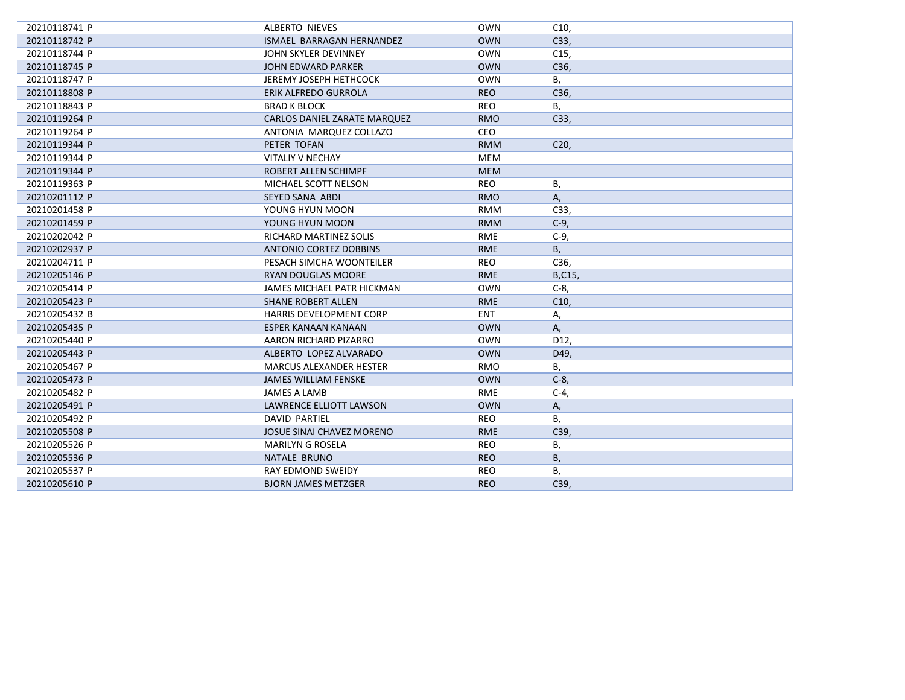| | | | |
|---|---|---|---|
| 20210118741 P | ALBERTO  NIEVES | OWN | C10, |
| 20210118742 P | ISMAEL  BARRAGAN HERNANDEZ | OWN | C33, |
| 20210118744 P | JOHN SKYLER DEVINNEY | OWN | C15, |
| 20210118745 P | JOHN EDWARD PARKER | OWN | C36, |
| 20210118747 P | JEREMY JOSEPH HETHCOCK | OWN | B, |
| 20210118808 P | ERIK ALFREDO GURROLA | REO | C36, |
| 20210118843 P | BRAD K BLOCK | REO | B, |
| 20210119264 P | CARLOS DANIEL ZARATE MARQUEZ | RMO | C33, |
| 20210119264 P | ANTONIA  MARQUEZ COLLAZO | CEO | |
| 20210119344 P | PETER  TOFAN | RMM | C20, |
| 20210119344 P | VITALIY V NECHAY | MEM | |
| 20210119344 P | ROBERT ALLEN SCHIMPF | MEM | |
| 20210119363 P | MICHAEL SCOTT NELSON | REO | B, |
| 20210201112 P | SEYED SANA  ABDI | RMO | A, |
| 20210201458 P | YOUNG HYUN MOON | RMM | C33, |
| 20210201459 P | YOUNG HYUN MOON | RMM | C-9, |
| 20210202042 P | RICHARD MARTINEZ SOLIS | RME | C-9, |
| 20210202937 P | ANTONIO CORTEZ DOBBINS | RME | B, |
| 20210204711 P | PESACH SIMCHA WOONTEILER | REO | C36, |
| 20210205146 P | RYAN DOUGLAS MOORE | RME | B,C15, |
| 20210205414 P | JAMES MICHAEL PATR HICKMAN | OWN | C-8, |
| 20210205423 P | SHANE ROBERT ALLEN | RME | C10, |
| 20210205432 B | HARRIS DEVELOPMENT CORP | ENT | A, |
| 20210205435 P | ESPER KANAAN KANAAN | OWN | A, |
| 20210205440 P | AARON RICHARD PIZARRO | OWN | D12, |
| 20210205443 P | ALBERTO  LOPEZ ALVARADO | OWN | D49, |
| 20210205467 P | MARCUS ALEXANDER HESTER | RMO | B, |
| 20210205473 P | JAMES WILLIAM FENSKE | OWN | C-8, |
| 20210205482 P | JAMES A LAMB | RME | C-4, |
| 20210205491 P | LAWRENCE ELLIOTT LAWSON | OWN | A, |
| 20210205492 P | DAVID  PARTIEL | REO | B, |
| 20210205508 P | JOSUE SINAI CHAVEZ MORENO | RME | C39, |
| 20210205526 P | MARILYN G ROSELA | REO | B, |
| 20210205536 P | NATALE  BRUNO | REO | B, |
| 20210205537 P | RAY EDMOND SWEIDY | REO | B, |
| 20210205610 P | BJORN JAMES METZGER | REO | C39, |